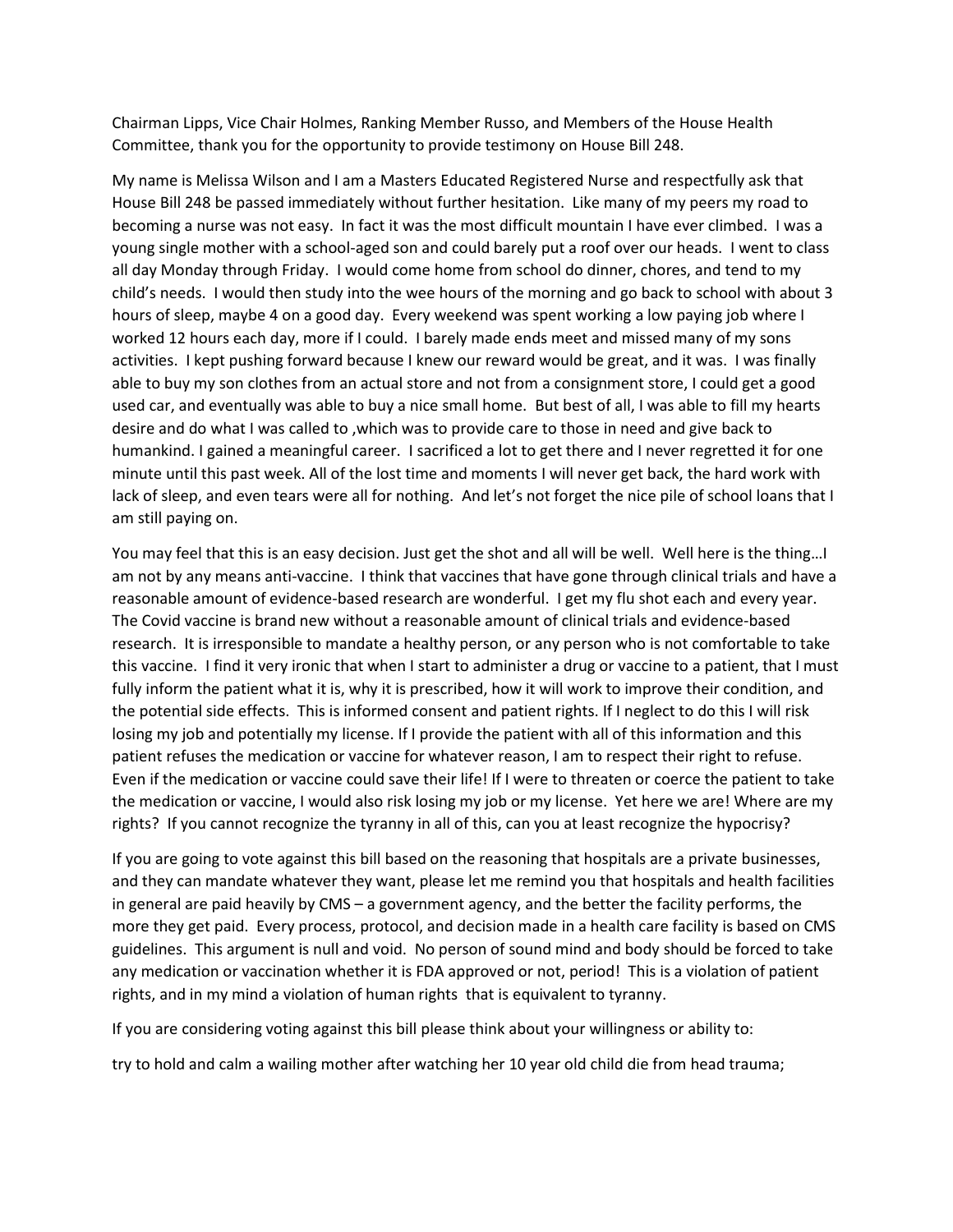Chairman Lipps, Vice Chair Holmes, Ranking Member Russo, and Members of the House Health Committee, thank you for the opportunity to provide testimony on House Bill 248.

My name is Melissa Wilson and I am a Masters Educated Registered Nurse and respectfully ask that House Bill 248 be passed immediately without further hesitation. Like many of my peers my road to becoming a nurse was not easy. In fact it was the most difficult mountain I have ever climbed. I was a young single mother with a school-aged son and could barely put a roof over our heads. I went to class all day Monday through Friday. I would come home from school do dinner, chores, and tend to my child's needs. I would then study into the wee hours of the morning and go back to school with about 3 hours of sleep, maybe 4 on a good day. Every weekend was spent working a low paying job where I worked 12 hours each day, more if I could. I barely made ends meet and missed many of my sons activities. I kept pushing forward because I knew our reward would be great, and it was. I was finally able to buy my son clothes from an actual store and not from a consignment store, I could get a good used car, and eventually was able to buy a nice small home. But best of all, I was able to fill my hearts desire and do what I was called to ,which was to provide care to those in need and give back to humankind. I gained a meaningful career. I sacrificed a lot to get there and I never regretted it for one minute until this past week. All of the lost time and moments I will never get back, the hard work with lack of sleep, and even tears were all for nothing. And let's not forget the nice pile of school loans that I am still paying on.

You may feel that this is an easy decision. Just get the shot and all will be well. Well here is the thing…I am not by any means anti-vaccine. I think that vaccines that have gone through clinical trials and have a reasonable amount of evidence-based research are wonderful. I get my flu shot each and every year. The Covid vaccine is brand new without a reasonable amount of clinical trials and evidence-based research. It is irresponsible to mandate a healthy person, or any person who is not comfortable to take this vaccine. I find it very ironic that when I start to administer a drug or vaccine to a patient, that I must fully inform the patient what it is, why it is prescribed, how it will work to improve their condition, and the potential side effects. This is informed consent and patient rights. If I neglect to do this I will risk losing my job and potentially my license. If I provide the patient with all of this information and this patient refuses the medication or vaccine for whatever reason, I am to respect their right to refuse. Even if the medication or vaccine could save their life! If I were to threaten or coerce the patient to take the medication or vaccine, I would also risk losing my job or my license. Yet here we are! Where are my rights? If you cannot recognize the tyranny in all of this, can you at least recognize the hypocrisy?

If you are going to vote against this bill based on the reasoning that hospitals are a private businesses, and they can mandate whatever they want, please let me remind you that hospitals and health facilities in general are paid heavily by CMS – a government agency, and the better the facility performs, the more they get paid. Every process, protocol, and decision made in a health care facility is based on CMS guidelines. This argument is null and void. No person of sound mind and body should be forced to take any medication or vaccination whether it is FDA approved or not, period! This is a violation of patient rights, and in my mind a violation of human rights that is equivalent to tyranny.

If you are considering voting against this bill please think about your willingness or ability to:

try to hold and calm a wailing mother after watching her 10 year old child die from head trauma;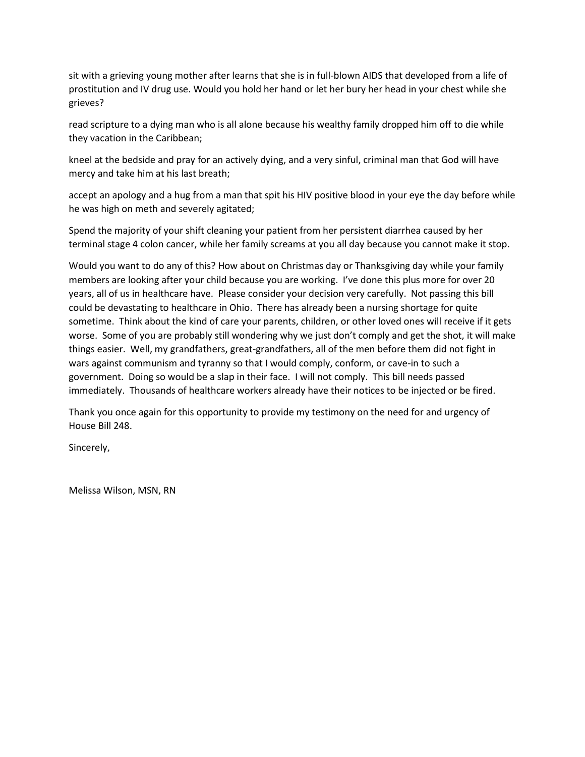sit with a grieving young mother after learns that she is in full-blown AIDS that developed from a life of prostitution and IV drug use. Would you hold her hand or let her bury her head in your chest while she grieves?

read scripture to a dying man who is all alone because his wealthy family dropped him off to die while they vacation in the Caribbean;

kneel at the bedside and pray for an actively dying, and a very sinful, criminal man that God will have mercy and take him at his last breath;

accept an apology and a hug from a man that spit his HIV positive blood in your eye the day before while he was high on meth and severely agitated;

Spend the majority of your shift cleaning your patient from her persistent diarrhea caused by her terminal stage 4 colon cancer, while her family screams at you all day because you cannot make it stop.

Would you want to do any of this? How about on Christmas day or Thanksgiving day while your family members are looking after your child because you are working. I've done this plus more for over 20 years, all of us in healthcare have. Please consider your decision very carefully. Not passing this bill could be devastating to healthcare in Ohio. There has already been a nursing shortage for quite sometime. Think about the kind of care your parents, children, or other loved ones will receive if it gets worse. Some of you are probably still wondering why we just don't comply and get the shot, it will make things easier. Well, my grandfathers, great-grandfathers, all of the men before them did not fight in wars against communism and tyranny so that I would comply, conform, or cave-in to such a government. Doing so would be a slap in their face. I will not comply. This bill needs passed immediately. Thousands of healthcare workers already have their notices to be injected or be fired.

Thank you once again for this opportunity to provide my testimony on the need for and urgency of House Bill 248.

Sincerely,

Melissa Wilson, MSN, RN